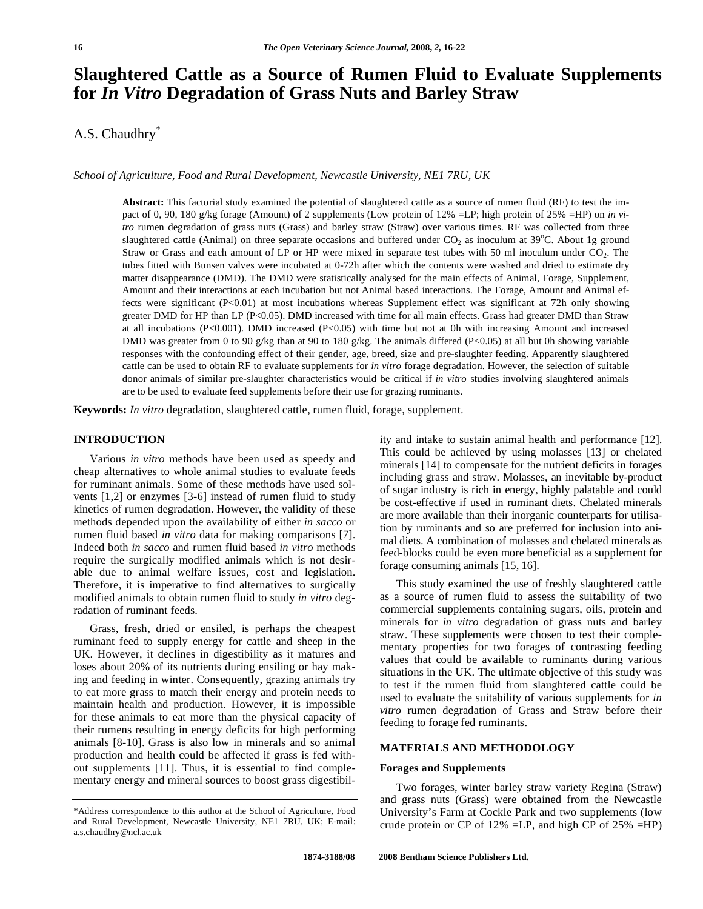# Slaughtered Cattle as a Source of Rumen Fluid to Evaluate Supplements for *In Vitro* Degradation of Grass Nuts and Barley Straw

A.S. Chaudhry*

*School of Agriculture, Food and Rural Development, Newcastle University, NE1 7RU, UK*

**Abstract:** This factorial study examined the potential of slaughtered cattle as a source of rumen fluid (RF) to test the impact of 0, 90, 180 g/kg forage (Amount) of 2 supplements (Low protein of 12% =LP; high protein of 25% =HP) on *in vitro* rumen degradation of grass nuts (Grass) and barley straw (Straw) over various times. RF was collected from three slaughtered cattle (Animal) on three separate occasions and buffered under $CO_2$ as inoculum at 39°C. About 1g ground Straw or Grass and each amount of LP or HP were mixed in separate test tubes with 50 ml inoculum under $CO_2$. The tubes fitted with Bunsen valves were incubated at 0-72h after which the contents were washed and dried to estimate dry matter disappearance (DMD). The DMD were statistically analysed for the main effects of Animal, Forage, Supplement, Amount and their interactions at each incubation but not Animal based interactions. The Forage, Amount and Animal effects were significant (P<0.01) at most incubations whereas Supplement effect was significant at 72h only showing greater DMD for HP than LP (P<0.05). DMD increased with time for all main effects. Grass had greater DMD than Straw at all incubations (P<0.001). DMD increased (P<0.05) with time but not at 0h with increasing Amount and increased DMD was greater from 0 to 90 g/kg than at 90 to 180 g/kg. The animals differed (P<0.05) at all but 0h showing variable responses with the confounding effect of their gender, age, breed, size and pre-slaughter feeding. Apparently slaughtered cattle can be used to obtain RF to evaluate supplements for *in vitro* forage degradation. However, the selection of suitable donor animals of similar pre-slaughter characteristics would be critical if *in vitro* studies involving slaughtered animals are to be used to evaluate feed supplements before their use for grazing ruminants.

**Keywords:** *In vitro* degradation, slaughtered cattle, rumen fluid, forage, supplement.

## INTRODUCTION

Various *in vitro* methods have been used as speedy and cheap alternatives to whole animal studies to evaluate feeds for ruminant animals. Some of these methods have used solvents [1,2] or enzymes [3-6] instead of rumen fluid to study kinetics of rumen degradation. However, the validity of these methods depended upon the availability of either *in sacco* or rumen fluid based *in vitro* data for making comparisons [7]. Indeed both *in sacco* and rumen fluid based *in vitro* methods require the surgically modified animals which is not desirable due to animal welfare issues, cost and legislation. Therefore, it is imperative to find alternatives to surgically modified animals to obtain rumen fluid to study *in vitro* degradation of ruminant feeds.

Grass, fresh, dried or ensiled, is perhaps the cheapest ruminant feed to supply energy for cattle and sheep in the UK. However, it declines in digestibility as it matures and loses about 20% of its nutrients during ensiling or hay making and feeding in winter. Consequently, grazing animals try to eat more grass to match their energy and protein needs to maintain health and production. However, it is impossible for these animals to eat more than the physical capacity of their rumens resulting in energy deficits for high performing animals [8-10]. Grass is also low in minerals and so animal production and health could be affected if grass is fed without supplements [11]. Thus, it is essential to find complementary energy and mineral sources to boost grass digestibility and intake to sustain animal health and performance [12]. This could be achieved by using molasses [13] or chelated minerals [14] to compensate for the nutrient deficits in forages including grass and straw. Molasses, an inevitable by-product of sugar industry is rich in energy, highly palatable and could be cost-effective if used in ruminant diets. Chelated minerals are more available than their inorganic counterparts for utilisation by ruminants and so are preferred for inclusion into animal diets. A combination of molasses and chelated minerals as feed-blocks could be even more beneficial as a supplement for forage consuming animals [15, 16].

This study examined the use of freshly slaughtered cattle as a source of rumen fluid to assess the suitability of two commercial supplements containing sugars, oils, protein and minerals for *in vitro* degradation of grass nuts and barley straw. These supplements were chosen to test their complementary properties for two forages of contrasting feeding values that could be available to ruminants during various situations in the UK. The ultimate objective of this study was to test if the rumen fluid from slaughtered cattle could be used to evaluate the suitability of various supplements for *in vitro* rumen degradation of Grass and Straw before their feeding to forage fed ruminants.

## MATERIALS AND METHODOLOGY

### Forages and Supplements

Two forages, winter barley straw variety Regina (Straw) and grass nuts (Grass) were obtained from the Newcastle University's Farm at Cockle Park and two supplements (low crude protein or CP of 12% =LP, and high CP of 25% =HP)

*Address correspondence to this author at the School of Agriculture, Food and Rural Development, Newcastle University, NE1 7RU, UK; E-mail: a.s.chaudhry@ncl.ac.uk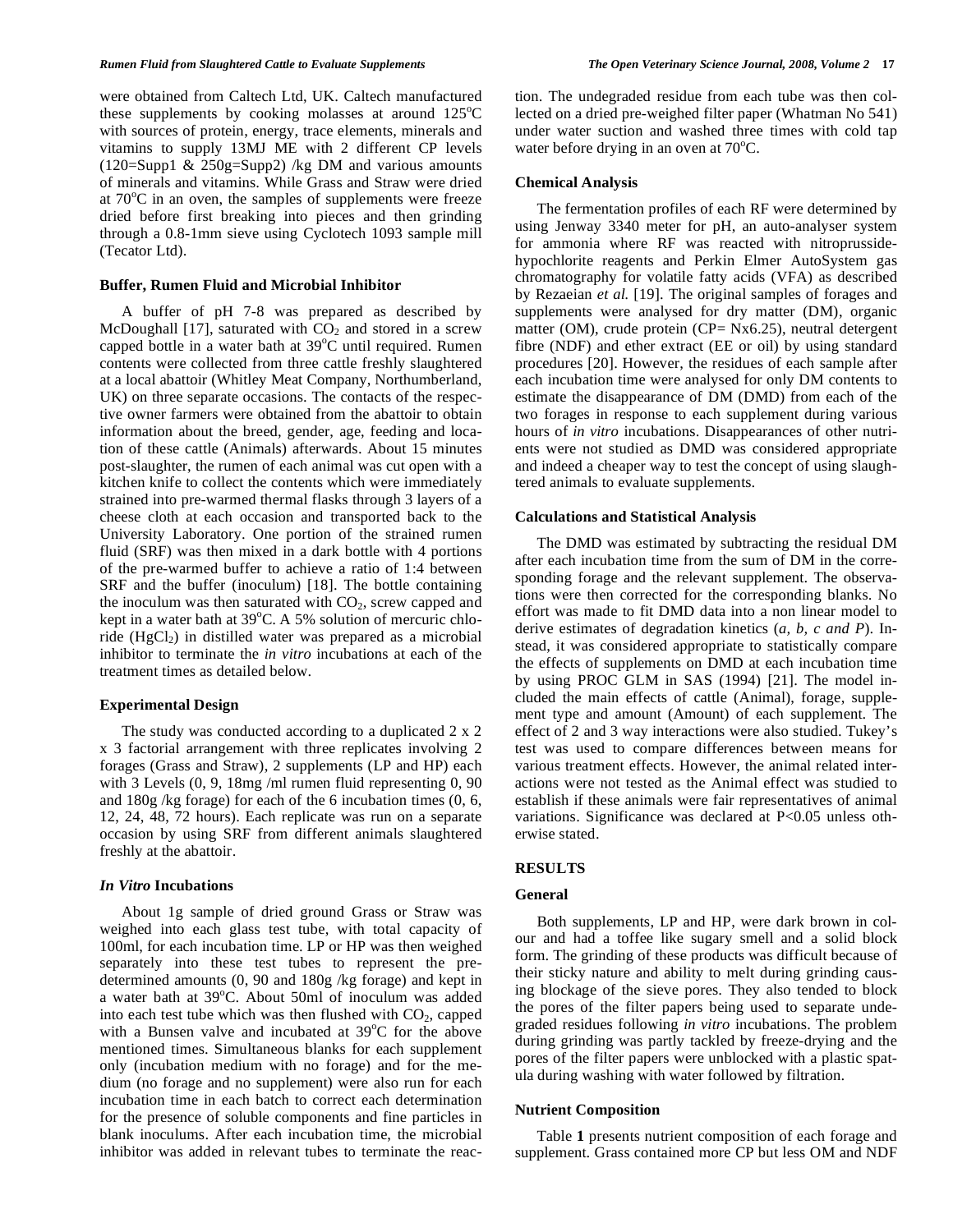were obtained from Caltech Ltd, UK. Caltech manufactured these supplements by cooking molasses at around 125°C with sources of protein, energy, trace elements, minerals and vitamins to supply 13MJ ME with 2 different CP levels (120=Supp1 & 250g=Supp2) /kg DM and various amounts of minerals and vitamins. While Grass and Straw were dried at 70°C in an oven, the samples of supplements were freeze dried before first breaking into pieces and then grinding through a 0.8-1mm sieve using Cyclotech 1093 sample mill (Tecator Ltd).

### Buffer, Rumen Fluid and Microbial Inhibitor

A buffer of pH 7-8 was prepared as described by McDoughall [17], saturated with $CO_2$ and stored in a screw capped bottle in a water bath at 39°C until required. Rumen contents were collected from three cattle freshly slaughtered at a local abattoir (Whitley Meat Company, Northumberland, UK) on three separate occasions. The contacts of the respective owner farmers were obtained from the abattoir to obtain information about the breed, gender, age, feeding and location of these cattle (Animals) afterwards. About 15 minutes post-slaughter, the rumen of each animal was cut open with a kitchen knife to collect the contents which were immediately strained into pre-warmed thermal flasks through 3 layers of a cheese cloth at each occasion and transported back to the University Laboratory. One portion of the strained rumen fluid (SRF) was then mixed in a dark bottle with 4 portions of the pre-warmed buffer to achieve a ratio of 1:4 between SRF and the buffer (inoculum) [18]. The bottle containing the inoculum was then saturated with $CO_2$, screw capped and kept in a water bath at 39°C. A 5% solution of mercuric chloride ($HgCl_2$) in distilled water was prepared as a microbial inhibitor to terminate the *in vitro* incubations at each of the treatment times as detailed below.

### Experimental Design

The study was conducted according to a duplicated 2 x 2 x 3 factorial arrangement with three replicates involving 2 forages (Grass and Straw), 2 supplements (LP and HP) each with 3 Levels (0, 9, 18mg /ml rumen fluid representing 0, 90 and 180g /kg forage) for each of the 6 incubation times (0, 6, 12, 24, 48, 72 hours). Each replicate was run on a separate occasion by using SRF from different animals slaughtered freshly at the abattoir.

### *In Vitro* Incubations

About 1g sample of dried ground Grass or Straw was weighed into each glass test tube, with total capacity of 100ml, for each incubation time. LP or HP was then weighed separately into these test tubes to represent the predetermined amounts (0, 90 and 180g /kg forage) and kept in a water bath at 39°C. About 50ml of inoculum was added into each test tube which was then flushed with $CO_2$, capped with a Bunsen valve and incubated at 39°C for the above mentioned times. Simultaneous blanks for each supplement only (incubation medium with no forage) and for the medium (no forage and no supplement) were also run for each incubation time in each batch to correct each determination for the presence of soluble components and fine particles in blank inoculums. After each incubation time, the microbial inhibitor was added in relevant tubes to terminate the reaction. The undegraded residue from each tube was then collected on a dried pre-weighed filter paper (Whatman No 541) under water suction and washed three times with cold tap water before drying in an oven at 70°C.

### Chemical Analysis

The fermentation profiles of each RF were determined by using Jenway 3340 meter for pH, an auto-analyser system for ammonia where RF was reacted with nitroprusside-hypochlorite reagents and Perkin Elmer AutoSystem gas chromatography for volatile fatty acids (VFA) as described by Rezaeian *et al.* [19]. The original samples of forages and supplements were analysed for dry matter (DM), organic matter (OM), crude protein (CP= Nx6.25), neutral detergent fibre (NDF) and ether extract (EE or oil) by using standard procedures [20]. However, the residues of each sample after each incubation time were analysed for only DM contents to estimate the disappearance of DM (DMD) from each of the two forages in response to each supplement during various hours of *in vitro* incubations. Disappearances of other nutrients were not studied as DMD was considered appropriate and indeed a cheaper way to test the concept of using slaughtered animals to evaluate supplements.

### Calculations and Statistical Analysis

The DMD was estimated by subtracting the residual DM after each incubation time from the sum of DM in the corresponding forage and the relevant supplement. The observations were then corrected for the corresponding blanks. No effort was made to fit DMD data into a non linear model to derive estimates of degradation kinetics (*a, b, c and P*). Instead, it was considered appropriate to statistically compare the effects of supplements on DMD at each incubation time by using PROC GLM in SAS (1994) [21]. The model included the main effects of cattle (Animal), forage, supplement type and amount (Amount) of each supplement. The effect of 2 and 3 way interactions were also studied. Tukey's test was used to compare differences between means for various treatment effects. However, the animal related interactions were not tested as the Animal effect was studied to establish if these animals were fair representatives of animal variations. Significance was declared at $P<0.05$ unless otherwise stated.

## RESULTS

### General

Both supplements, LP and HP, were dark brown in colour and had a toffee like sugary smell and a solid block form. The grinding of these products was difficult because of their sticky nature and ability to melt during grinding causing blockage of the sieve pores. They also tended to block the pores of the filter papers being used to separate undegraded residues following *in vitro* incubations. The problem during grinding was partly tackled by freeze-drying and the pores of the filter papers were unblocked with a plastic spatula during washing with water followed by filtration.

### Nutrient Composition

Table **1** presents nutrient composition of each forage and supplement. Grass contained more CP but less OM and NDF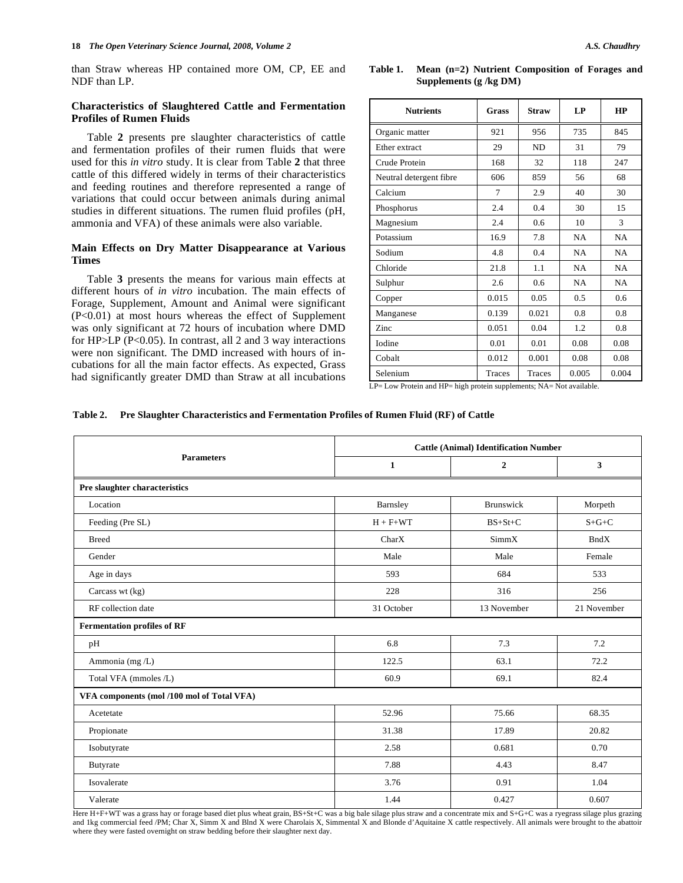than Straw whereas HP contained more OM, CP, EE and NDF than LP.

### Characteristics of Slaughtered Cattle and Fermentation Profiles of Rumen Fluids

Table **2** presents pre slaughter characteristics of cattle and fermentation profiles of their rumen fluids that were used for this *in vitro* study. It is clear from Table **2** that three cattle of this differed widely in terms of their characteristics and feeding routines and therefore represented a range of variations that could occur between animals during animal studies in different situations. The rumen fluid profiles (pH, ammonia and VFA) of these animals were also variable.

### Main Effects on Dry Matter Disappearance at Various Times

Table **3** presents the means for various main effects at different hours of *in vitro* incubation. The main effects of Forage, Supplement, Amount and Animal were significant ($P<0.01$) at most hours whereas the effect of Supplement was only significant at 72 hours of incubation where DMD for HP>LP ($P<0.05$). In contrast, all 2 and 3 way interactions were non significant. The DMD increased with hours of incubations for all the main factor effects. As expected, Grass had significantly greater DMD than Straw at all incubations

**Table 1. Mean (n=2) Nutrient Composition of Forages and Supplements (g /kg DM)**

| Nutrients | Grass | Straw | LP | HP |
|---|---|---|---|---|
| Organic matter | 921 | 956 | 735 | 845 |
| Ether extract | 29 | ND | 31 | 79 |
| Crude Protein | 168 | 32 | 118 | 247 |
| Neutral detergent fibre | 606 | 859 | 56 | 68 |
| Calcium | 7 | 2.9 | 40 | 30 |
| Phosphorus | 2.4 | 0.4 | 30 | 15 |
| Magnesium | 2.4 | 0.6 | 10 | 3 |
| Potassium | 16.9 | 7.8 | NA | NA |
| Sodium | 4.8 | 0.4 | NA | NA |
| Chloride | 21.8 | 1.1 | NA | NA |
| Sulphur | 2.6 | 0.6 | NA | NA |
| Copper | 0.015 | 0.05 | 0.5 | 0.6 |
| Manganese | 0.139 | 0.021 | 0.8 | 0.8 |
| Zinc | 0.051 | 0.04 | 1.2 | 0.8 |
| Iodine | 0.01 | 0.01 | 0.08 | 0.08 |
| Cobalt | 0.012 | 0.001 | 0.08 | 0.08 |
| Selenium | Traces | Traces | 0.005 | 0.004 |

LP= Low Protein and HP= high protein supplements; NA= Not available.

**Table 2. Pre Slaughter Characteristics and Fermentation Profiles of Rumen Fluid (RF) of Cattle**

| Parameters | Cattle (Animal) Identification Number | | |
|---|---|---|---|
| | 1 | 2 | 3 |
| **Pre slaughter characteristics** | | | |
| Location | Barnsley | Brunswick | Morpeth |
| Feeding (Pre SL) | H + F+WT | BS+St+C | S+G+C |
| Breed | CharX | SimmX | BndX |
| Gender | Male | Male | Female |
| Age in days | 593 | 684 | 533 |
| Carcass wt (kg) | 228 | 316 | 256 |
| RF collection date | 31 October | 13 November | 21 November |
| **Fermentation profiles of RF** | | | |
| pH | 6.8 | 7.3 | 7.2 |
| Ammonia (mg /L) | 122.5 | 63.1 | 72.2 |
| Total VFA (mmoles /L) | 60.9 | 69.1 | 82.4 |
| **VFA components (mol /100 mol of Total VFA)** | | | |
| Acetetate | 52.96 | 75.66 | 68.35 |
| Propionate | 31.38 | 17.89 | 20.82 |
| Isobutyrate | 2.58 | 0.681 | 0.70 |
| Butyrate | 7.88 | 4.43 | 8.47 |
| Isovalerate | 3.76 | 0.91 | 1.04 |
| Valerate | 1.44 | 0.427 | 0.607 |

Here H+F+WT was a grass hay or forage based diet plus wheat grain, BS+St+C was a big bale silage plus straw and a concentrate mix and S+G+C was a ryegrass silage plus grazing and 1kg commercial feed /PM; Char X, Simm X and Blnd X were Charolais X, Simmental X and Blonde d'Aquitaine X cattle respectively. All animals were brought to the abattoir where they were fasted overnight on straw bedding before their slaughter next day.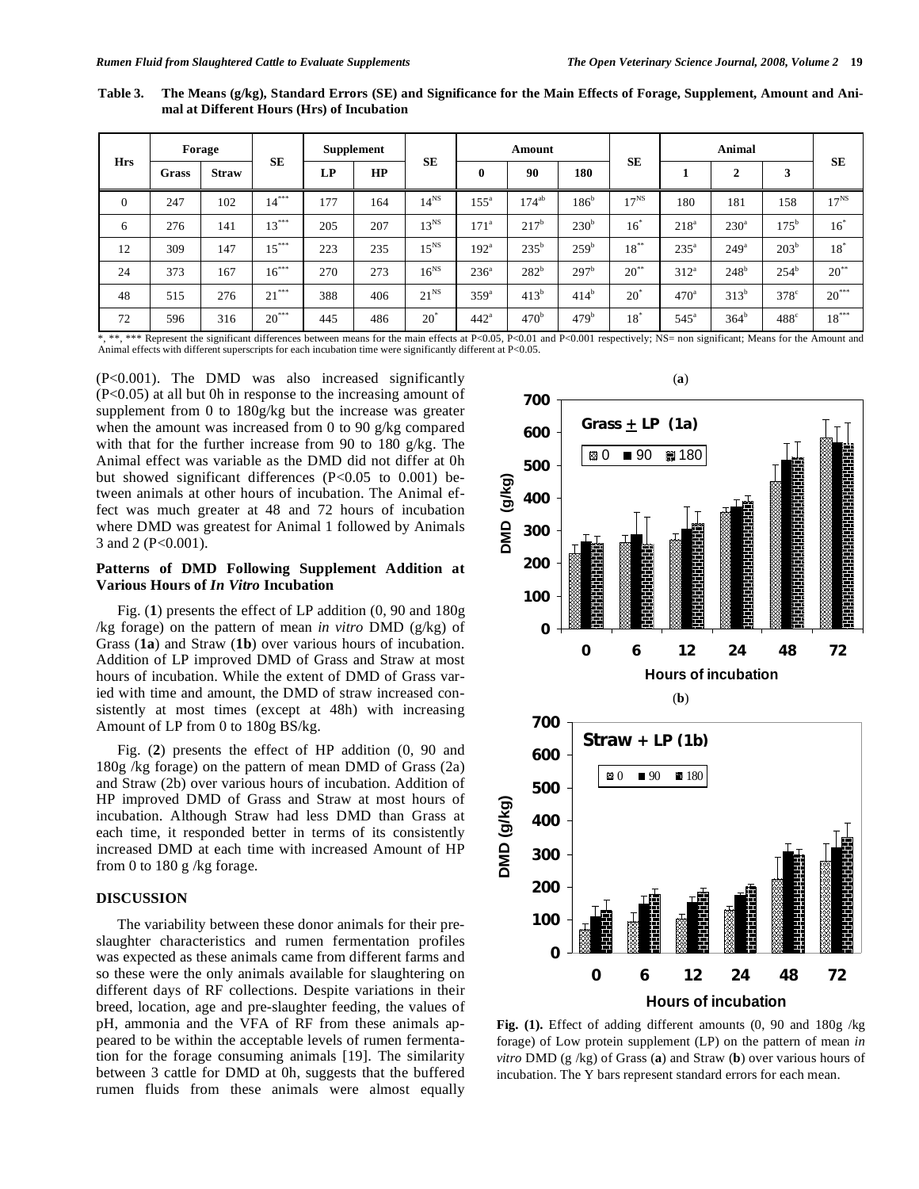**Table 3. The Means (g/kg), Standard Errors (SE) and Significance for the Main Effects of Forage, Supplement, Amount and Animal at Different Hours (Hrs) of Incubation**

| Hrs | Forage | | SE | Supplement | | SE | Amount | | | SE | Animal | | | SE |
|---|---|---|---|---|---|---|---|---|---|---|---|---|---|---|
| | Grass | Straw | | LP | HP | | 0 | 90 | 180 | | 1 | 2 | 3 | |
| 0 | 247 | 102 | 14*** | 177 | 164 | 14NS | 155a | 174ab | 186b | 17NS | 180 | 181 | 158 | 17NS |
| 6 | 276 | 141 | 13*** | 205 | 207 | 13NS | 171a | 217b | 230b | 16* | 218a | 230a | 175b | 16* |
| 12 | 309 | 147 | 15*** | 223 | 235 | 15NS | 192a | 235b | 259b | 18** | 235a | 249a | 203b | 18* |
| 24 | 373 | 167 | 16*** | 270 | 273 | 16NS | 236a | 282b | 297b | 20** | 312a | 248b | 254b | 20** |
| 48 | 515 | 276 | 21*** | 388 | 406 | 21NS | 359a | 413b | 414b | 20* | 470a | 313b | 378c | 20*** |
| 72 | 596 | 316 | 20*** | 445 | 486 | 20* | 442a | 470b | 479b | 18* | 545a | 364b | 488c | 18*** |

*, **, *** Represent the significant differences between means for the main effects at $P<0.05$, $P<0.01$ and $P<0.001$ respectively; NS= non significant; Means for the Amount and Animal effects with different superscripts for each incubation time were significantly different at $P<0.05$.

($P<0.001$). The DMD was also increased significantly ($P<0.05$) at all but 0h in response to the increasing amount of supplement from 0 to 180g/kg but the increase was greater when the amount was increased from 0 to 90 g/kg compared with that for the further increase from 90 to 180 g/kg. The Animal effect was variable as the DMD did not differ at 0h but showed significant differences ($P<0.05$ to 0.001) between animals at other hours of incubation. The Animal effect was much greater at 48 and 72 hours of incubation where DMD was greatest for Animal 1 followed by Animals 3 and 2 ($P<0.001$).

### Patterns of DMD Following Supplement Addition at Various Hours of *In Vitro* Incubation

Fig. (**1**) presents the effect of LP addition (0, 90 and 180g /kg forage) on the pattern of mean *in vitro* DMD (g/kg) of Grass (**1a**) and Straw (**1b**) over various hours of incubation. Addition of LP improved DMD of Grass and Straw at most hours of incubation. While the extent of DMD of Grass varied with time and amount, the DMD of straw increased consistently at most times (except at 48h) with increasing Amount of LP from 0 to 180g BS/kg.

Fig. (**2**) presents the effect of HP addition (0, 90 and 180g /kg forage) on the pattern of mean DMD of Grass (2a) and Straw (2b) over various hours of incubation. Addition of HP improved DMD of Grass and Straw at most hours of incubation. Although Straw had less DMD than Grass at each time, it responded better in terms of its consistently increased DMD at each time with increased Amount of HP from 0 to 180 g /kg forage.

## DISCUSSION

The variability between these donor animals for their pre-slaughter characteristics and rumen fermentation profiles was expected as these animals came from different farms and so these were the only animals available for slaughtering on different days of RF collections. Despite variations in their breed, location, age and pre-slaughter feeding, the values of pH, ammonia and the VFA of RF from these animals appeared to be within the acceptable levels of rumen fermentation for the forage consuming animals [19]. The similarity between 3 cattle for DMD at 0h, suggests that the buffered rumen fluids from these animals were almost equally

**Fig. (1).** Effect of adding different amounts (0, 90 and 180g /kg forage) of Low protein supplement (LP) on the pattern of mean *in vitro* DMD (g /kg) of Grass (**a**) and Straw (**b**) over various hours of incubation. The Y bars represent standard errors for each mean.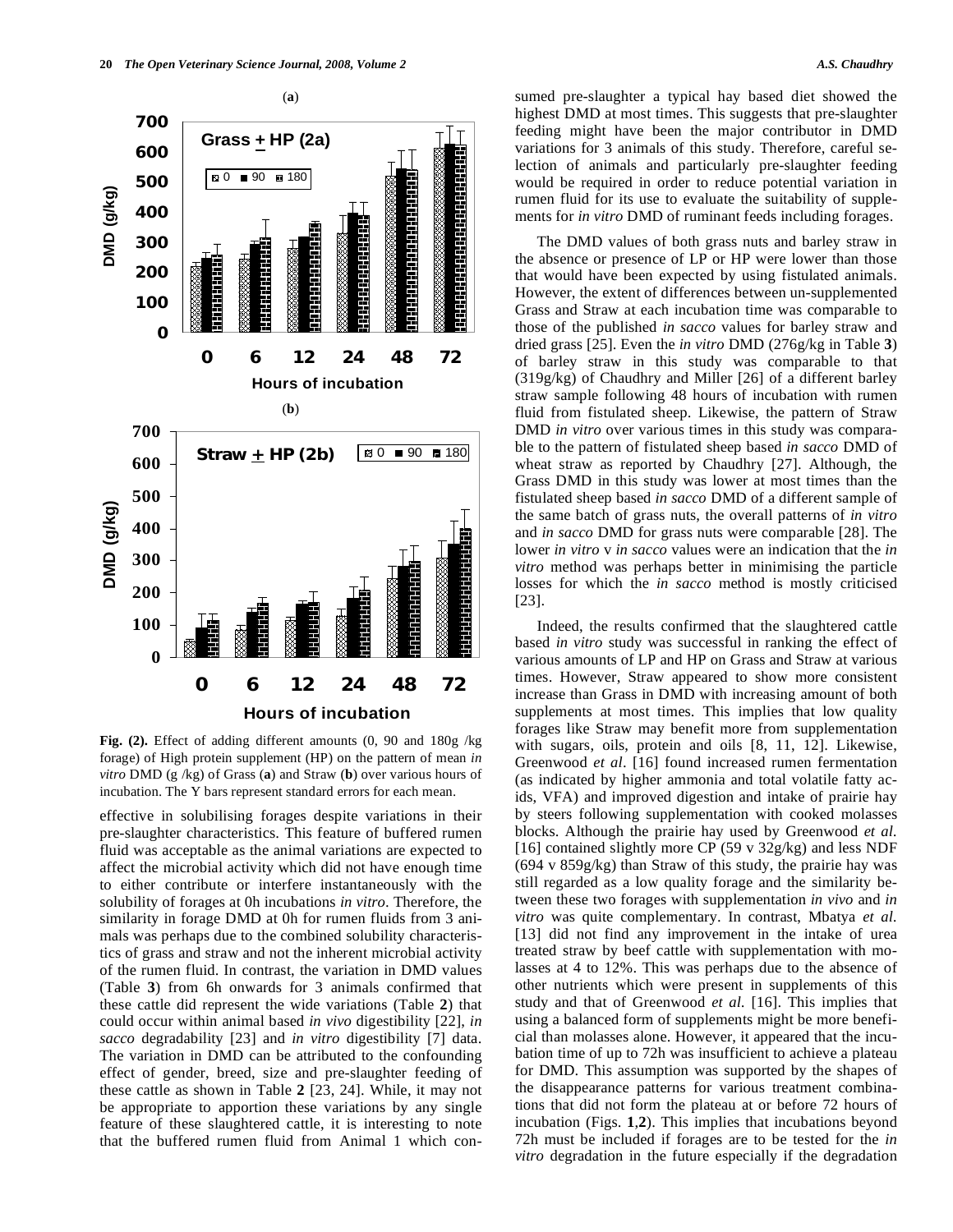**Fig. (2).** Effect of adding different amounts (0, 90 and 180g /kg forage) of High protein supplement (HP) on the pattern of mean *in vitro* DMD (g /kg) of Grass (**a**) and Straw (**b**) over various hours of incubation. The Y bars represent standard errors for each mean.

effective in solubilising forages despite variations in their pre-slaughter characteristics. This feature of buffered rumen fluid was acceptable as the animal variations are expected to affect the microbial activity which did not have enough time to either contribute or interfere instantaneously with the solubility of forages at 0h incubations *in vitro*. Therefore, the similarity in forage DMD at 0h for rumen fluids from 3 animals was perhaps due to the combined solubility characteristics of grass and straw and not the inherent microbial activity of the rumen fluid. In contrast, the variation in DMD values (Table **3**) from 6h onwards for 3 animals confirmed that these cattle did represent the wide variations (Table **2**) that could occur within animal based *in vivo* digestibility [22], *in sacco* degradability [23] and *in vitro* digestibility [7] data. The variation in DMD can be attributed to the confounding effect of gender, breed, size and pre-slaughter feeding of these cattle as shown in Table **2** [23, 24]. While, it may not be appropriate to apportion these variations by any single feature of these slaughtered cattle, it is interesting to note that the buffered rumen fluid from Animal 1 which consumed pre-slaughter a typical hay based diet showed the highest DMD at most times. This suggests that pre-slaughter feeding might have been the major contributor in DMD variations for 3 animals of this study. Therefore, careful selection of animals and particularly pre-slaughter feeding would be required in order to reduce potential variation in rumen fluid for its use to evaluate the suitability of supplements for *in vitro* DMD of ruminant feeds including forages.

The DMD values of both grass nuts and barley straw in the absence or presence of LP or HP were lower than those that would have been expected by using fistulated animals. However, the extent of differences between un-supplemented Grass and Straw at each incubation time was comparable to those of the published *in sacco* values for barley straw and dried grass [25]. Even the *in vitro* DMD (276g/kg in Table **3**) of barley straw in this study was comparable to that (319g/kg) of Chaudhry and Miller [26] of a different barley straw sample following 48 hours of incubation with rumen fluid from fistulated sheep. Likewise, the pattern of Straw DMD *in vitro* over various times in this study was comparable to the pattern of fistulated sheep based *in sacco* DMD of wheat straw as reported by Chaudhry [27]. Although, the Grass DMD in this study was lower at most times than the fistulated sheep based *in sacco* DMD of a different sample of the same batch of grass nuts, the overall patterns of *in vitro* and *in sacco* DMD for grass nuts were comparable [28]. The lower *in vitro* v *in sacco* values were an indication that the *in vitro* method was perhaps better in minimising the particle losses for which the *in sacco* method is mostly criticised [23].

Indeed, the results confirmed that the slaughtered cattle based *in vitro* study was successful in ranking the effect of various amounts of LP and HP on Grass and Straw at various times. However, Straw appeared to show more consistent increase than Grass in DMD with increasing amount of both supplements at most times. This implies that low quality forages like Straw may benefit more from supplementation with sugars, oils, protein and oils [8, 11, 12]. Likewise, Greenwood *et al*. [16] found increased rumen fermentation (as indicated by higher ammonia and total volatile fatty acids, VFA) and improved digestion and intake of prairie hay by steers following supplementation with cooked molasses blocks. Although the prairie hay used by Greenwood *et al*. [16] contained slightly more CP (59 v 32g/kg) and less NDF (694 v 859g/kg) than Straw of this study, the prairie hay was still regarded as a low quality forage and the similarity between these two forages with supplementation *in vivo* and *in vitro* was quite complementary. In contrast, Mbatya *et al*. [13] did not find any improvement in the intake of urea treated straw by beef cattle with supplementation with molasses at 4 to 12%. This was perhaps due to the absence of other nutrients which were present in supplements of this study and that of Greenwood *et al*. [16]. This implies that using a balanced form of supplements might be more beneficial than molasses alone. However, it appeared that the incubation time of up to 72h was insufficient to achieve a plateau for DMD. This assumption was supported by the shapes of the disappearance patterns for various treatment combinations that did not form the plateau at or before 72 hours of incubation (Figs. **1**,**2**). This implies that incubations beyond 72h must be included if forages are to be tested for the *in vitro* degradation in the future especially if the degradation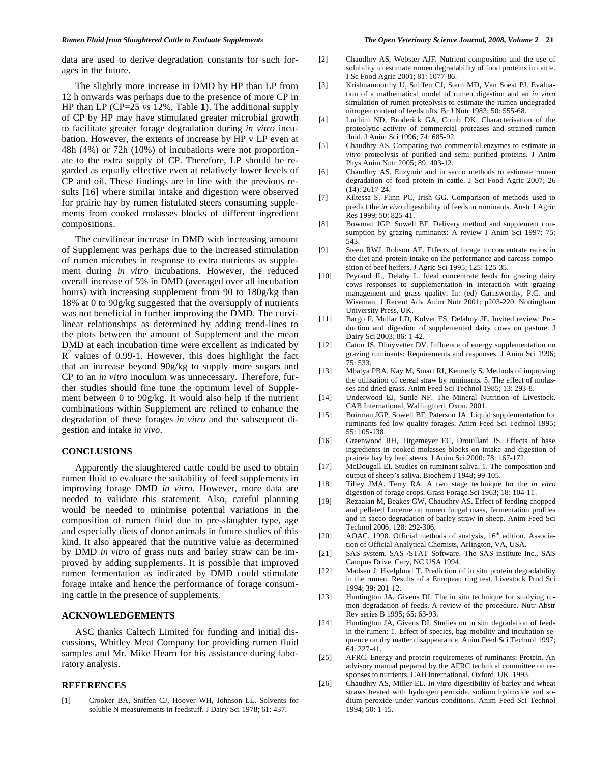data are used to derive degradation constants for such forages in the future.

The slightly more increase in DMD by HP than LP from 12 h onwards was perhaps due to the presence of more CP in HP than LP (CP=25 *vs* 12%, Table **1**). The additional supply of CP by HP may have stimulated greater microbial growth to facilitate greater forage degradation during *in vitro* incubation. However, the extents of increase by HP v LP even at 48h (4%) or 72h (10%) of incubations were not proportionate to the extra supply of CP. Therefore, LP should be regarded as equally effective even at relatively lower levels of CP and oil. These findings are in line with the previous results [16] where similar intake and digestion were observed for prairie hay by rumen fistulated steers consuming supplements from cooked molasses blocks of different ingredient compositions.

The curvilinear increase in DMD with increasing amount of Supplement was perhaps due to the increased stimulation of rumen microbes in response to extra nutrients as supplement during *in vitro* incubations. However, the reduced overall increase of 5% in DMD (averaged over all incubation hours) with increasing supplement from 90 to 180g/kg than 18% at 0 to 90g/kg suggested that the oversupply of nutrients was not beneficial in further improving the DMD. The curvilinear relationships as determined by adding trend-lines to the plots between the amount of Supplement and the mean DMD at each incubation time were excellent as indicated by $R^2$ values of 0.99-1. However, this does highlight the fact that an increase beyond 90g/kg to supply more sugars and CP to an *in vitro* inoculum was unnecessary. Therefore, further studies should fine tune the optimum level of Supplement between 0 to 90g/kg. It would also help if the nutrient combinations within Supplement are refined to enhance the degradation of these forages *in vitro* and the subsequent digestion and intake *in vivo*.

## CONCLUSIONS

Apparently the slaughtered cattle could be used to obtain rumen fluid to evaluate the suitability of feed supplements in improving forage DMD *in vitro*. However, more data are needed to validate this statement. Also, careful planning would be needed to minimise potential variations in the composition of rumen fluid due to pre-slaughter type, age and especially diets of donor animals in future studies of this kind. It also appeared that the nutritive value as determined by DMD *in vitro* of grass nuts and barley straw can be improved by adding supplements. It is possible that improved rumen fermentation as indicated by DMD could stimulate forage intake and hence the performance of forage consuming cattle in the presence of supplements.

## ACKNOWLEDGEMENTS

ASC thanks Caltech Limited for funding and initial discussions, Whitley Meat Company for providing rumen fluid samples and Mr. Mike Hearn for his assistance during laboratory analysis.

## REFERENCES

[1] Crooker BA, Sniffen CJ, Hoover WH, Johnson LL. Solvents for soluble N measurements in feedstuff. J Dairy Sci 1978; 61: 437.

[2] Chaudhry AS, Webster AJF. Nutrient composition and the use of solubility to estimate rumen degradability of food proteins in cattle. J Sc Food Agric 2001; 81: 1077-86.

[3] Krishnamoorthy U, Sniffen CJ, Stern MD, Van Soest PJ. Evaluation of a mathematical model of rumen digestion and an *in vitro* simulation of rumen proteolysis to estimate the rumen undegraded nitrogen content of feedstuffs. Br J Nutr 1983; 50: 555-68.

[4] Luchini ND, Broderick GA, Comb DK. Characterisation of the proteolytic activity of commercial proteases and strained rumen fluid. J Anim Sci 1996; 74: 685-92.

[5] Chaudhry AS. Comparing two commercial enzymes to estimate *in vitro* proteolysis of purified and semi purified proteins. J Anim Phys Anim Nutr 2005; 89: 403-12.

[6] Chaudhry AS. Enzymic and in sacco methods to estimate rumen degradation of food protein in cattle. J Sci Food Agric 2007; 26 (14): 2617-24.

[7] Kiltessa S, Flinn PC, Irish GG. Comparison of methods used to predict the *in vivo* digestibility of feeds in ruminants. Austr J Agric Res 1999; 50: 825-41.

[8] Bowman JGP, Sowell BF. Delivery method and supplement consumption by grazing ruminants: A review J Anim Sci 1997; 75: 543.

[9] Steen RWJ, Robson AE. Effects of forage to concentrate ratios in the diet and protein intake on the performance and carcass composition of beef heifers. J Agric Sci 1995; 125: 125-35.

[10] Peyraud JL, Delaby L. Ideal concentrate feeds for grazing dairy cows responses to supplementation in interaction with grazing management and grass quality. In: (ed) Garnsworthy, P.C. and Wiseman, J Recent Adv Anim Nutr 2001; p203-220. Nottingham University Press, UK.

[11] Bargo F, Mullar LD, Kolver ES, Delahoy JE. Invited review: Production and digestion of supplemented dairy cows on pasture. J Dairy Sci 2003; 86: 1-42.

[12] Caton JS, Dhuyvetter DV. Influence of energy supplementation on grazing ruminants: Requirements and responses. J Anim Sci 1996; 75: 533.

[13] Mbatya PBA, Kay M, Smart RI, Kennedy S. Methods of improving the utilisation of cereal straw by ruminants. 5. The effect of molasses and dried grass. Anim Feed Sci Technol 1985; 13: 293-8.

[14] Underwood EJ, Suttle NF. The Mineral Nutrition of Livestock. CAB International, Wallingford, Oxon. 2001.

[15] Boirman JGP, Sowell BF, Paterson JA. Liquid supplementation for ruminants fed low quality forages. Anim Feed Sci Technol 1995; 55: 105-138.

[16] Greenwood RH, Titgemeyer EC, Drouillard JS. Effects of base ingredients in cooked molasses blocks on intake and digestion of praireie hay by beef steers. J Anim Sci 2000; 78: 167-172.

[17] McDougall EI. Studies on ruminant saliva. 1. The composition and output of sheep's saliva. Biochem J 1948; 99-105.

[18] Tilley JMA, Terry RA. A two stage technique for the *in vitro* digestion of forage crops. Grass Forage Sci 1963; 18: 104-11.

[19] Rezaaian M, Beakes GW, Chaudhry AS. Effect of feeding chopped and pelleted Lucerne on rumen fungal mass, fermentation profiles and in sacco degradation of barley straw in sheep. Anim Feed Sci Technol 2006; 128: 292-306.

[20] AOAC. 1998. Official methods of analysis, 16th edition. Association of Official Analytical Chemists, Arlington, VA, USA.

[21] SAS system. SAS /STAT Software. The SAS institute Inc., SAS Campus Drive, Cary, NC USA 1994.

[22] Madsen J, Hvelplund T. Prediction of in situ protein degradability in the rumen. Results of a European ring test. Livestock Prod Sci 1994; 39: 201-12.

[23] Huntington JA, Givens DI. The in situ technique for studying rumen degradation of feeds. A review of the procedure. Nutr Abstr Rev series B 1995; 65: 63-93.

[24] Huntington JA, Givens DI. Studies on in situ degradation of feeds in the rumen: 1. Effect of species, bag mobility and incubation sequence on dry matter disappearance. Anim Feed Sci Technol 1997; 64: 227-41.

[25] AFRC. Energy and protein requirements of ruminants: Protein. An advisory manual prepared by the AFRC technical committee on responses to nutrients. CAB International, Oxford, UK. 1993.

[26] Chaudhry AS, Miller EL. *In vitro* digestibility of barley and wheat straws treated with hydrogen peroxide, sodium hydroxide and sodium peroxide under various conditions. Anim Feed Sci Technol 1994; 50: 1-15.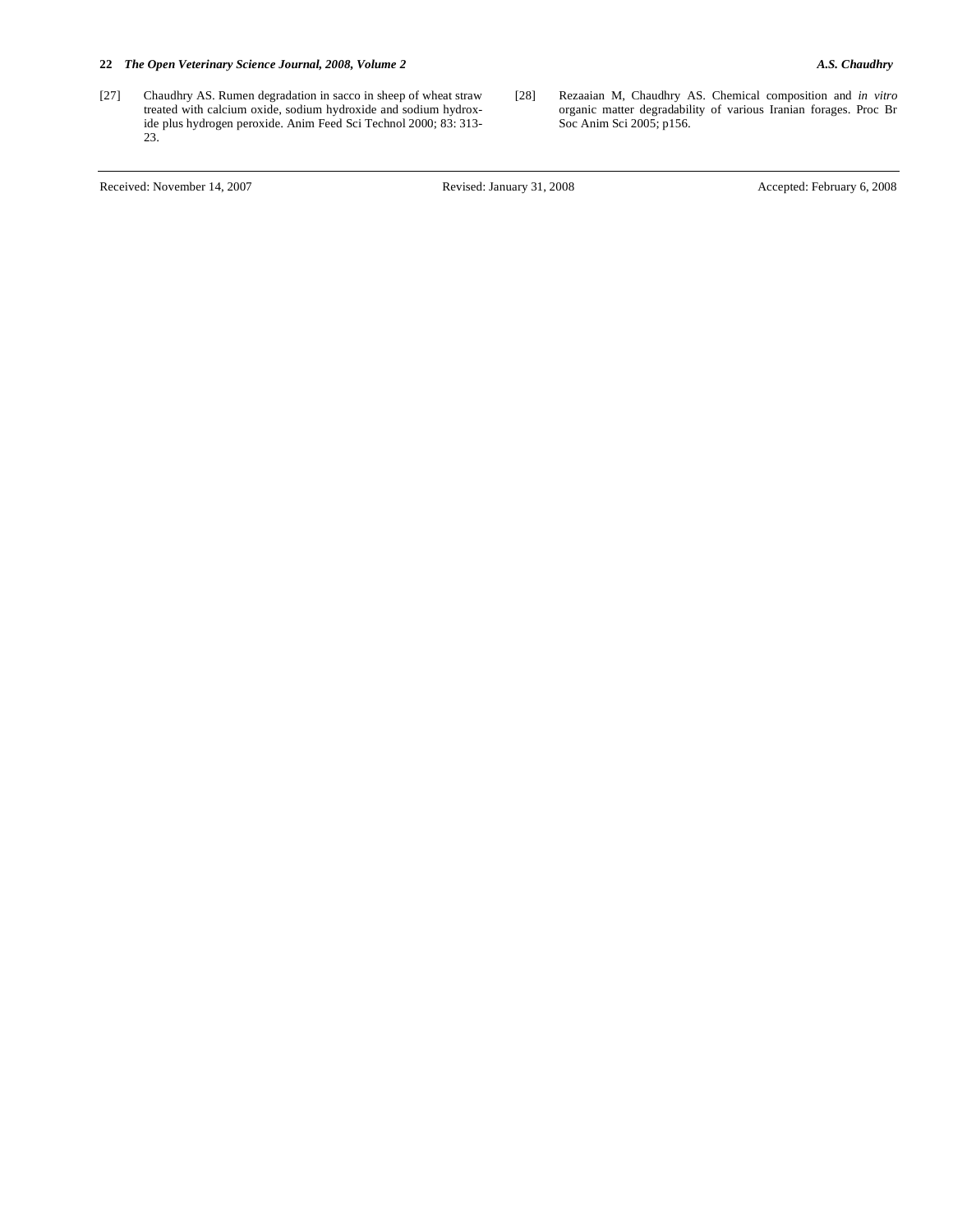[27] Chaudhry AS. Rumen degradation in sacco in sheep of wheat straw treated with calcium oxide, sodium hydroxide and sodium hydroxide plus hydrogen peroxide. Anim Feed Sci Technol 2000; 83: 313-23.

[28] Rezaaian M, Chaudhry AS. Chemical composition and *in vitro* organic matter degradability of various Iranian forages. Proc Br Soc Anim Sci 2005; p156.

---

Received: November 14, 2007 Revised: January 31, 2008 Accepted: February 6, 2008